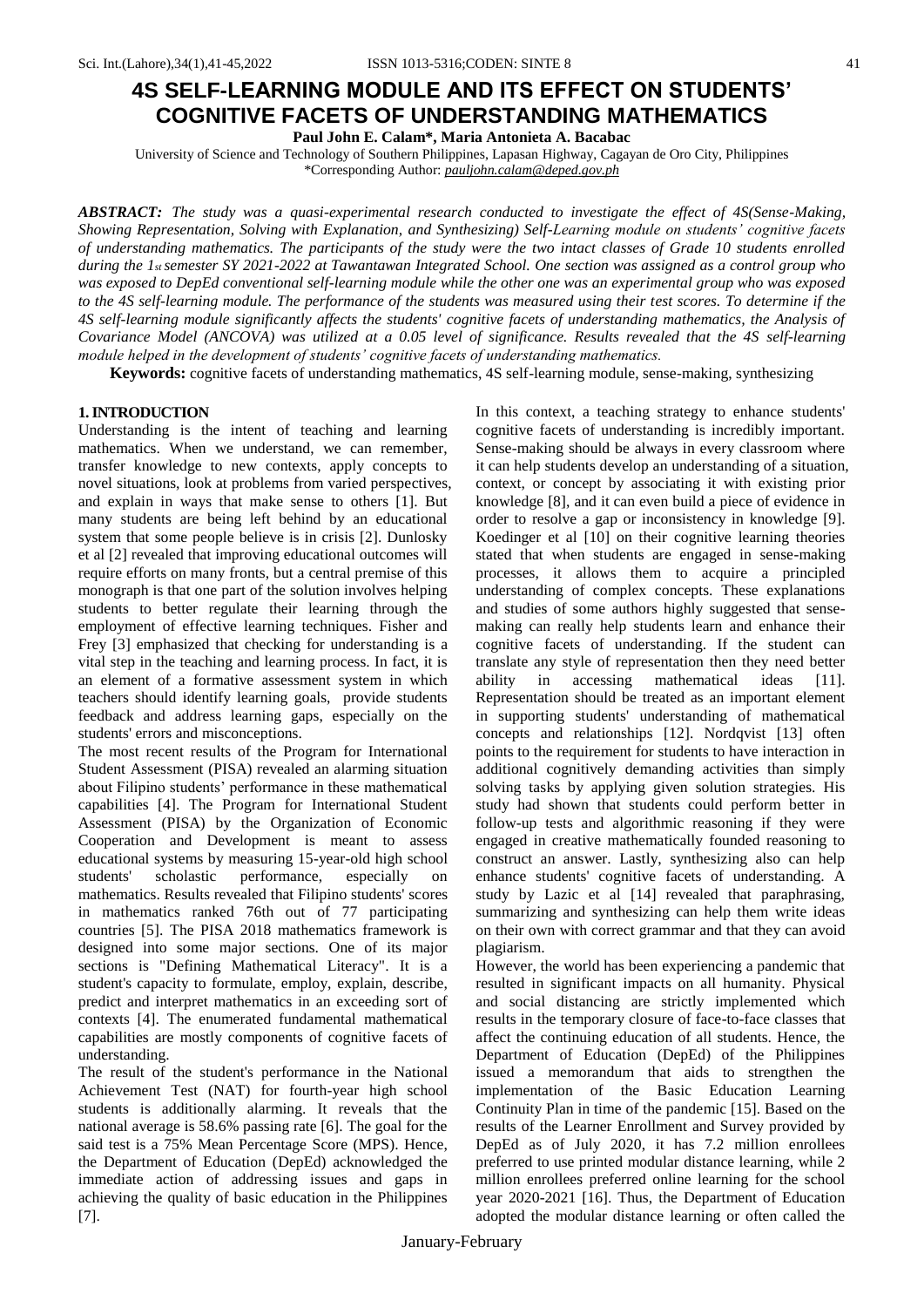# 4S SELF-LEARNING MODULE AND ITS EFFECT ON STUDENTS' COGNITIVE FACETS OF UNDERSTANDING MATHEMATICS

**Paul John E. Calam\*, Maria Antonieta A. Bacabac**

University of Science and Technology of Southern Philippines, Lapasan Highway, Cagayan de Oro City, Philippines

\*Corresponding Author: *pauljohn.calam@deped.gov.ph*

***ABSTRACT:*** *The study was a quasi-experimental research conducted to investigate the effect of 4S(Sense-Making, Showing Representation, Solving with Explanation, and Synthesizing) Self-Learning module on students' cognitive facets of understanding mathematics. The participants of the study were the two intact classes of Grade 10 students enrolled during the 1st semester SY 2021-2022 at Tawantawan Integrated School. One section was assigned as a control group who was exposed to DepEd conventional self-learning module while the other one was an experimental group who was exposed to the 4S self-learning module. The performance of the students was measured using their test scores. To determine if the 4S self-learning module significantly affects the students' cognitive facets of understanding mathematics, the Analysis of Covariance Model (ANCOVA) was utilized at a 0.05 level of significance. Results revealed that the 4S self-learning module helped in the development of students' cognitive facets of understanding mathematics.*

**Keywords:** cognitive facets of understanding mathematics, 4S self-learning module, sense-making, synthesizing

## 1. INTRODUCTION

Understanding is the intent of teaching and learning mathematics. When we understand, we can remember, transfer knowledge to new contexts, apply concepts to novel situations, look at problems from varied perspectives, and explain in ways that make sense to others [1]. But many students are being left behind by an educational system that some people believe is in crisis [2]. Dunlosky et al [2] revealed that improving educational outcomes will require efforts on many fronts, but a central premise of this monograph is that one part of the solution involves helping students to better regulate their learning through the employment of effective learning techniques. Fisher and Frey [3] emphasized that checking for understanding is a vital step in the teaching and learning process. In fact, it is an element of a formative assessment system in which teachers should identify learning goals, provide students feedback and address learning gaps, especially on the students' errors and misconceptions.

The most recent results of the Program for International Student Assessment (PISA) revealed an alarming situation about Filipino students' performance in these mathematical capabilities [4]. The Program for International Student Assessment (PISA) by the Organization of Economic Cooperation and Development is meant to assess educational systems by measuring 15-year-old high school students' scholastic performance, especially on mathematics. Results revealed that Filipino students' scores in mathematics ranked 76th out of 77 participating countries [5]. The PISA 2018 mathematics framework is designed into some major sections. One of its major sections is "Defining Mathematical Literacy". It is a student's capacity to formulate, employ, explain, describe, predict and interpret mathematics in an exceeding sort of contexts [4]. The enumerated fundamental mathematical capabilities are mostly components of cognitive facets of understanding.

The result of the student's performance in the National Achievement Test (NAT) for fourth-year high school students is additionally alarming. It reveals that the national average is 58.6% passing rate [6]. The goal for the said test is a 75% Mean Percentage Score (MPS). Hence, the Department of Education (DepEd) acknowledged the immediate action of addressing issues and gaps in achieving the quality of basic education in the Philippines [7].

In this context, a teaching strategy to enhance students' cognitive facets of understanding is incredibly important. Sense-making should be always in every classroom where it can help students develop an understanding of a situation, context, or concept by associating it with existing prior knowledge [8], and it can even build a piece of evidence in order to resolve a gap or inconsistency in knowledge [9]. Koedinger et al [10] on their cognitive learning theories stated that when students are engaged in sense-making processes, it allows them to acquire a principled understanding of complex concepts. These explanations and studies of some authors highly suggested that sense-making can really help students learn and enhance their cognitive facets of understanding. If the student can translate any style of representation then they need better ability in accessing mathematical ideas [11]. Representation should be treated as an important element in supporting students' understanding of mathematical concepts and relationships [12]. Nordqvist [13] often points to the requirement for students to have interaction in additional cognitively demanding activities than simply solving tasks by applying given solution strategies. His study had shown that students could perform better in follow-up tests and algorithmic reasoning if they were engaged in creative mathematically founded reasoning to construct an answer. Lastly, synthesizing also can help enhance students' cognitive facets of understanding. A study by Lazic et al [14] revealed that paraphrasing, summarizing and synthesizing can help them write ideas on their own with correct grammar and that they can avoid plagiarism.

However, the world has been experiencing a pandemic that resulted in significant impacts on all humanity. Physical and social distancing are strictly implemented which results in the temporary closure of face-to-face classes that affect the continuing education of all students. Hence, the Department of Education (DepEd) of the Philippines issued a memorandum that aids to strengthen the implementation of the Basic Education Learning Continuity Plan in time of the pandemic [15]. Based on the results of the Learner Enrollment and Survey provided by DepEd as of July 2020, it has 7.2 million enrollees preferred to use printed modular distance learning, while 2 million enrollees preferred online learning for the school year 2020-2021 [16]. Thus, the Department of Education adopted the modular distance learning or often called the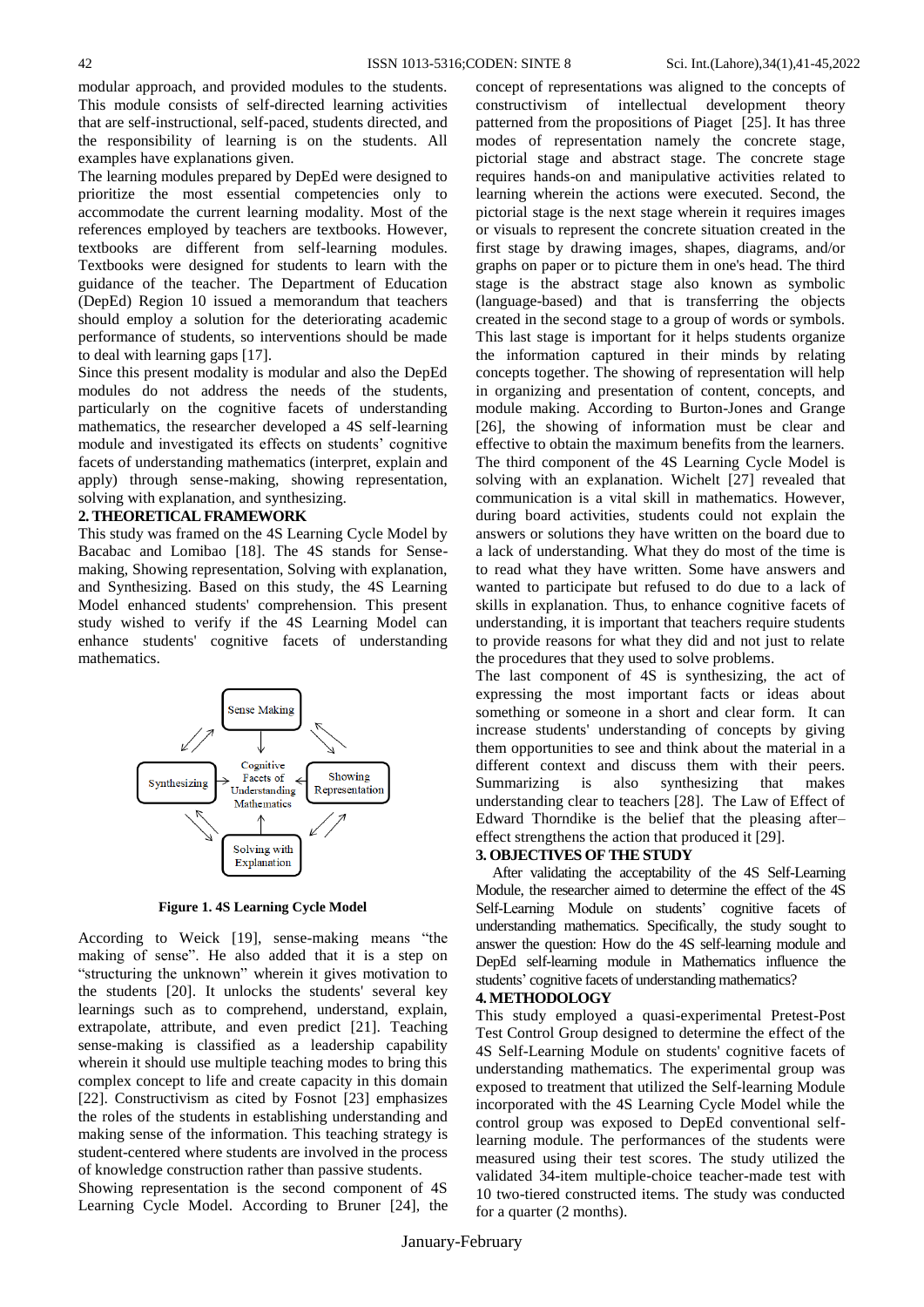modular approach, and provided modules to the students. This module consists of self-directed learning activities that are self-instructional, self-paced, students directed, and the responsibility of learning is on the students. All examples have explanations given.

The learning modules prepared by DepEd were designed to prioritize the most essential competencies only to accommodate the current learning modality. Most of the references employed by teachers are textbooks. However, textbooks are different from self-learning modules. Textbooks were designed for students to learn with the guidance of the teacher. The Department of Education (DepEd) Region 10 issued a memorandum that teachers should employ a solution for the deteriorating academic performance of students, so interventions should be made to deal with learning gaps [17].

Since this present modality is modular and also the DepEd modules do not address the needs of the students, particularly on the cognitive facets of understanding mathematics, the researcher developed a 4S self-learning module and investigated its effects on students' cognitive facets of understanding mathematics (interpret, explain and apply) through sense-making, showing representation, solving with explanation, and synthesizing.

## 2. THEORETICAL FRAMEWORK

This study was framed on the 4S Learning Cycle Model by Bacabac and Lomibao [18]. The 4S stands for Sense-making, Showing representation, Solving with explanation, and Synthesizing. Based on this study, the 4S Learning Model enhanced students' comprehension. This present study wished to verify if the 4S Learning Model can enhance students' cognitive facets of understanding mathematics.

**Figure 1. 4S Learning Cycle Model**

According to Weick [19], sense-making means "the making of sense". He also added that it is a step on "structuring the unknown" wherein it gives motivation to the students [20]. It unlocks the students' several key learnings such as to comprehend, understand, explain, extrapolate, attribute, and even predict [21]. Teaching sense-making is classified as a leadership capability wherein it should use multiple teaching modes to bring this complex concept to life and create capacity in this domain [22]. Constructivism as cited by Fosnot [23] emphasizes the roles of the students in establishing understanding and making sense of the information. This teaching strategy is student-centered where students are involved in the process of knowledge construction rather than passive students.

Showing representation is the second component of 4S Learning Cycle Model. According to Bruner [24], the concept of representations was aligned to the concepts of constructivism of intellectual development theory patterned from the propositions of Piaget [25]. It has three modes of representation namely the concrete stage, pictorial stage and abstract stage. The concrete stage requires hands-on and manipulative activities related to learning wherein the actions were executed. Second, the pictorial stage is the next stage wherein it requires images or visuals to represent the concrete situation created in the first stage by drawing images, shapes, diagrams, and/or graphs on paper or to picture them in one's head. The third stage is the abstract stage also known as symbolic (language-based) and that is transferring the objects created in the second stage to a group of words or symbols. This last stage is important for it helps students organize the information captured in their minds by relating concepts together. The showing of representation will help in organizing and presentation of content, concepts, and module making. According to Burton-Jones and Grange [26], the showing of information must be clear and effective to obtain the maximum benefits from the learners.

The third component of the 4S Learning Cycle Model is solving with an explanation. Wichelt [27] revealed that communication is a vital skill in mathematics. However, during board activities, students could not explain the answers or solutions they have written on the board due to a lack of understanding. What they do most of the time is to read what they have written. Some have answers and wanted to participate but refused to do due to a lack of skills in explanation. Thus, to enhance cognitive facets of understanding, it is important that teachers require students to provide reasons for what they did and not just to relate the procedures that they used to solve problems.

The last component of 4S is synthesizing, the act of expressing the most important facts or ideas about something or someone in a short and clear form. It can increase students' understanding of concepts by giving them opportunities to see and think about the material in a different context and discuss them with their peers. Summarizing is also synthesizing that makes understanding clear to teachers [28]. The Law of Effect of Edward Thorndike is the belief that the pleasing after–effect strengthens the action that produced it [29].

## 3. OBJECTIVES OF THE STUDY

After validating the acceptability of the 4S Self-Learning Module, the researcher aimed to determine the effect of the 4S Self-Learning Module on students' cognitive facets of understanding mathematics. Specifically, the study sought to answer the question: How do the 4S self-learning module and DepEd self-learning module in Mathematics influence the students' cognitive facets of understanding mathematics?

## 4. METHODOLOGY

This study employed a quasi-experimental Pretest-Post Test Control Group designed to determine the effect of the 4S Self-Learning Module on students' cognitive facets of understanding mathematics. The experimental group was exposed to treatment that utilized the Self-learning Module incorporated with the 4S Learning Cycle Model while the control group was exposed to DepEd conventional self-learning module. The performances of the students were measured using their test scores. The study utilized the validated 34-item multiple-choice teacher-made test with 10 two-tiered constructed items. The study was conducted for a quarter (2 months).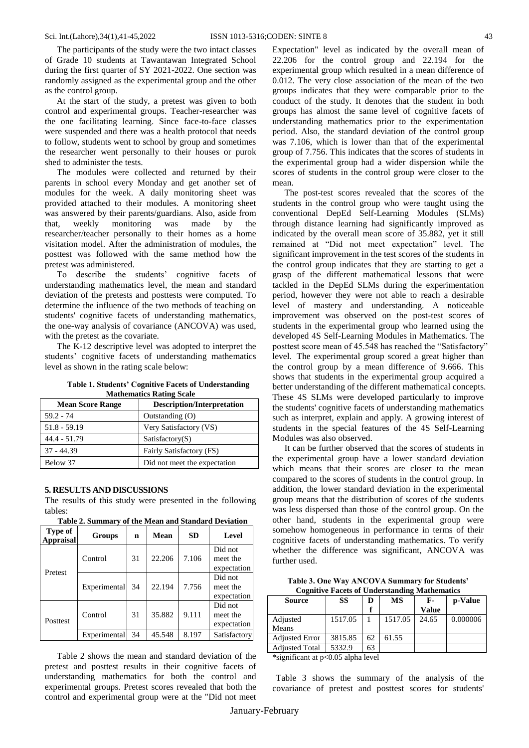The participants of the study were the two intact classes of Grade 10 students at Tawantawan Integrated School during the first quarter of SY 2021-2022. One section was randomly assigned as the experimental group and the other as the control group.

At the start of the study, a pretest was given to both control and experimental groups. Teacher-researcher was the one facilitating learning. Since face-to-face classes were suspended and there was a health protocol that needs to follow, students went to school by group and sometimes the researcher went personally to their houses or purok shed to administer the tests.

The modules were collected and returned by their parents in school every Monday and get another set of modules for the week. A daily monitoring sheet was provided attached to their modules. A monitoring sheet was answered by their parents/guardians. Also, aside from that, weekly monitoring was made by the researcher/teacher personally to their homes as a home visitation model. After the administration of modules, the posttest was followed with the same method how the pretest was administered.

To describe the students' cognitive facets of understanding mathematics level, the mean and standard deviation of the pretests and posttests were computed. To determine the influence of the two methods of teaching on students' cognitive facets of understanding mathematics, the one-way analysis of covariance (ANCOVA) was used, with the pretest as the covariate.

The K-12 descriptive level was adopted to interpret the students' cognitive facets of understanding mathematics level as shown in the rating scale below:

**Table 1. Students' Cognitive Facets of Understanding Mathematics Rating Scale**

| Mean Score Range | Description/Interpretation |
|---|---|
| 59.2 - 74 | Outstanding (O) |
| 51.8 - 59.19 | Very Satisfactory (VS) |
| 44.4 - 51.79 | Satisfactory(S) |
| 37 - 44.39 | Fairly Satisfactory (FS) |
| Below 37 | Did not meet the expectation |

## 5. RESULTS AND DISCUSSIONS

The results of this study were presented in the following tables:

**Table 2. Summary of the Mean and Standard Deviation**

| Type of Appraisal | Groups | n | Mean | SD | Level |
|---|---|---|---|---|---|
| Pretest | Control | 31 | 22.206 | 7.106 | Did not meet the expectation |
| | Experimental | 34 | 22.194 | 7.756 | Did not meet the expectation |
| Posttest | Control | 31 | 35.882 | 9.111 | Did not meet the expectation |
| | Experimental | 34 | 45.548 | 8.197 | Satisfactory |

Table 2 shows the mean and standard deviation of the pretest and posttest results in their cognitive facets of understanding mathematics for both the control and experimental groups. Pretest scores revealed that both the control and experimental group were at the "Did not meet Expectation" level as indicated by the overall mean of 22.206 for the control group and 22.194 for the experimental group which resulted in a mean difference of 0.012. The very close association of the mean of the two groups indicates that they were comparable prior to the conduct of the study. It denotes that the student in both groups has almost the same level of cognitive facets of understanding mathematics prior to the experimentation period. Also, the standard deviation of the control group was 7.106, which is lower than that of the experimental group of 7.756. This indicates that the scores of students in the experimental group had a wider dispersion while the scores of students in the control group were closer to the mean.

The post-test scores revealed that the scores of the students in the control group who were taught using the conventional DepEd Self-Learning Modules (SLMs) through distance learning had significantly improved as indicated by the overall mean score of 35.882, yet it still remained at "Did not meet expectation" level. The significant improvement in the test scores of the students in the control group indicates that they are starting to get a grasp of the different mathematical lessons that were tackled in the DepEd SLMs during the experimentation period, however they were not able to reach a desirable level of mastery and understanding. A noticeable improvement was observed on the post-test scores of students in the experimental group who learned using the developed 4S Self-Learning Modules in Mathematics. The posttest score mean of 45.548 has reached the "Satisfactory" level. The experimental group scored a great higher than the control group by a mean difference of 9.666. This shows that students in the experimental group acquired a better understanding of the different mathematical concepts. These 4S SLMs were developed particularly to improve the students' cognitive facets of understanding mathematics such as interpret, explain and apply. A growing interest of students in the special features of the 4S Self-Learning Modules was also observed.

It can be further observed that the scores of students in the experimental group have a lower standard deviation which means that their scores are closer to the mean compared to the scores of students in the control group. In addition, the lower standard deviation in the experimental group means that the distribution of scores of the students was less dispersed than those of the control group. On the other hand, students in the experimental group were somehow homogeneous in performance in terms of their cognitive facets of understanding mathematics. To verify whether the difference was significant, ANCOVA was further used.

**Table 3. One Way ANCOVA Summary for Students' Cognitive Facets of Understanding Mathematics**

| Source | SS | Df | MS | F-Value | p-Value |
|---|---|---|---|---|---|
| Adjusted Means | 1517.05 | 1 | 1517.05 | 24.65 | 0.000006 |
| Adjusted Error | 3815.85 | 62 | 61.55 | | |
| Adjusted Total | 5332.9 | 63 | | | |

*significant at p<0.05 alpha level

Table 3 shows the summary of the analysis of the covariance of pretest and posttest scores for students'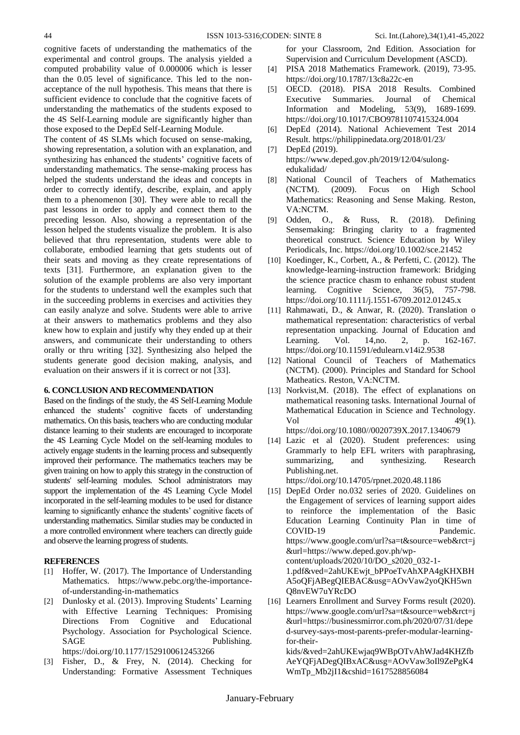cognitive facets of understanding the mathematics of the experimental and control groups. The analysis yielded a computed probability value of 0.000006 which is lesser than the 0.05 level of significance. This led to the non-acceptance of the null hypothesis. This means that there is sufficient evidence to conclude that the cognitive facets of understanding the mathematics of the students exposed to the 4S Self-Learning module are significantly higher than those exposed to the DepEd Self-Learning Module.

The content of 4S SLMs which focused on sense-making, showing representation, a solution with an explanation, and synthesizing has enhanced the students' cognitive facets of understanding mathematics. The sense-making process has helped the students understand the ideas and concepts in order to correctly identify, describe, explain, and apply them to a phenomenon [30]. They were able to recall the past lessons in order to apply and connect them to the preceding lesson. Also, showing a representation of the lesson helped the students visualize the problem. It is also believed that thru representation, students were able to collaborate, embodied learning that gets students out of their seats and moving as they create representations of texts [31]. Furthermore, an explanation given to the solution of the example problems are also very important for the students to understand well the examples such that in the succeeding problems in exercises and activities they can easily analyze and solve. Students were able to arrive at their answers to mathematics problems and they also knew how to explain and justify why they ended up at their answers, and communicate their understanding to others orally or thru writing [32]. Synthesizing also helped the students generate good decision making, analysis, and evaluation on their answers if it is correct or not [33].

## 6. CONCLUSION AND RECOMMENDATION

Based on the findings of the study, the 4S Self-Learning Module enhanced the students' cognitive facets of understanding mathematics. On this basis, teachers who are conducting modular distance learning to their students are encouraged to incorporate the 4S Learning Cycle Model on the self-learning modules to actively engage students in the learning process and subsequently improved their performance. The mathematics teachers may be given training on how to apply this strategy in the construction of students' self-learning modules. School administrators may support the implementation of the 4S Learning Cycle Model incorporated in the self-learning modules to be used for distance learning to significantly enhance the students' cognitive facets of understanding mathematics. Similar studies may be conducted in a more controlled environment where teachers can directly guide and observe the learning progress of students.

## REFERENCES

[1] Hoffer, W. (2017). The Importance of Understanding Mathematics. https://www.pebc.org/the-importance-of-understanding-in-mathematics

[2] Dunlosky et al. (2013). Improving Students' Learning with Effective Learning Techniques: Promising Directions From Cognitive and Educational Psychology. Association for Psychological Science. SAGE Publishing. https://doi.org/10.1177/1529100612453266

[3] Fisher, D., & Frey, N. (2014). Checking for Understanding: Formative Assessment Techniques for your Classroom, 2nd Edition. Association for Supervision and Curriculum Development (ASCD).

[4] PISA 2018 Mathematics Framework. (2019), 73-95. https://doi.org/10.1787/13c8a22c-en

[5] OECD. (2018). PISA 2018 Results. Combined Executive Summaries. Journal of Chemical Information and Modeling, 53(9), 1689-1699. https://doi.org/10.1017/CBO9781107415324.004

[6] DepEd (2014). National Achievement Test 2014 Result. https://philippinedata.org/2018/01/23/

[7] DepEd (2019). https://www.deped.gov.ph/2019/12/04/sulong-edukalidad/

[8] National Council of Teachers of Mathematics (NCTM). (2009). Focus on High School Mathematics: Reasoning and Sense Making. Reston, VA:NCTM.

[9] Odden, O., & Russ, R. (2018). Defining Sensemaking: Bringing clarity to a fragmented theoretical construct. Science Education by Wiley Periodicals, Inc. https://doi.org/10.1002/sce.21452

[10] Koedinger, K., Corbett, A., & Perfetti, C. (2012). The knowledge-learning-instruction framework: Bridging the science practice chasm to enhance robust student learning. Cognitive Science, 36(5), 757-798. https://doi.org/10.1111/j.1551-6709.2012.01245.x

[11] Rahmawati, D., & Anwar, R. (2020). Translation o mathematical representation: characteristics of verbal representation unpacking. Journal of Education and Learning. Vol. 14,no. 2, p. 162-167. https://doi.org/10.11591/edulearn.v14i2.9538

[12] National Council of Teachers of Mathematics (NCTM). (2000). Principles and Standard for School Matheatics. Reston, VA:NCTM.

[13] Norkvist,M. (2018). The effect of explanations on mathematical reasoning tasks. International Journal of Mathematical Education in Science and Technology. Vol 49(1). https://doi.org/10.1080//0020739X.2017.1340679

[14] Lazic et al (2020). Student preferences: using Grammarly to help EFL writers with paraphrasing, summarizing, and synthesizing. Research Publishing.net. https://doi.org/10.14705/rpnet.2020.48.1186

[15] DepEd Order no.032 series of 2020. Guidelines on the Engagement of services of learning support aides to reinforce the implementation of the Basic Education Learning Continuity Plan in time of COVID-19 Pandemic. https://www.google.com/url?sa=t&source=web&rct=j&url=https://www.deped.gov.ph/wp-content/uploads/2020/10/DO_s2020_032-1-1.pdf&ved=2ahUKEwjt_bPPoeTvAhXPA4gKHXBHA5oQFjABegQIEBAC&usg=AOvVaw2yoQKH5wnQ8nvEW7uYRcDO

[16] Learners Enrollment and Survey Forms result (2020). https://www.google.com/url?sa=t&source=web&rct=j&url=https://businessmirror.com.ph/2020/07/31/deped-survey-says-most-parents-prefer-modular-learning-for-their-kids/&ved=2ahUKEwjaq9WBpOTvAhWJad4KHZfbAeYQFjADegQIBxAC&usg=AOvVaw3oIl9ZePgK4WmTp_Mb2jI1&cshid=1617528856084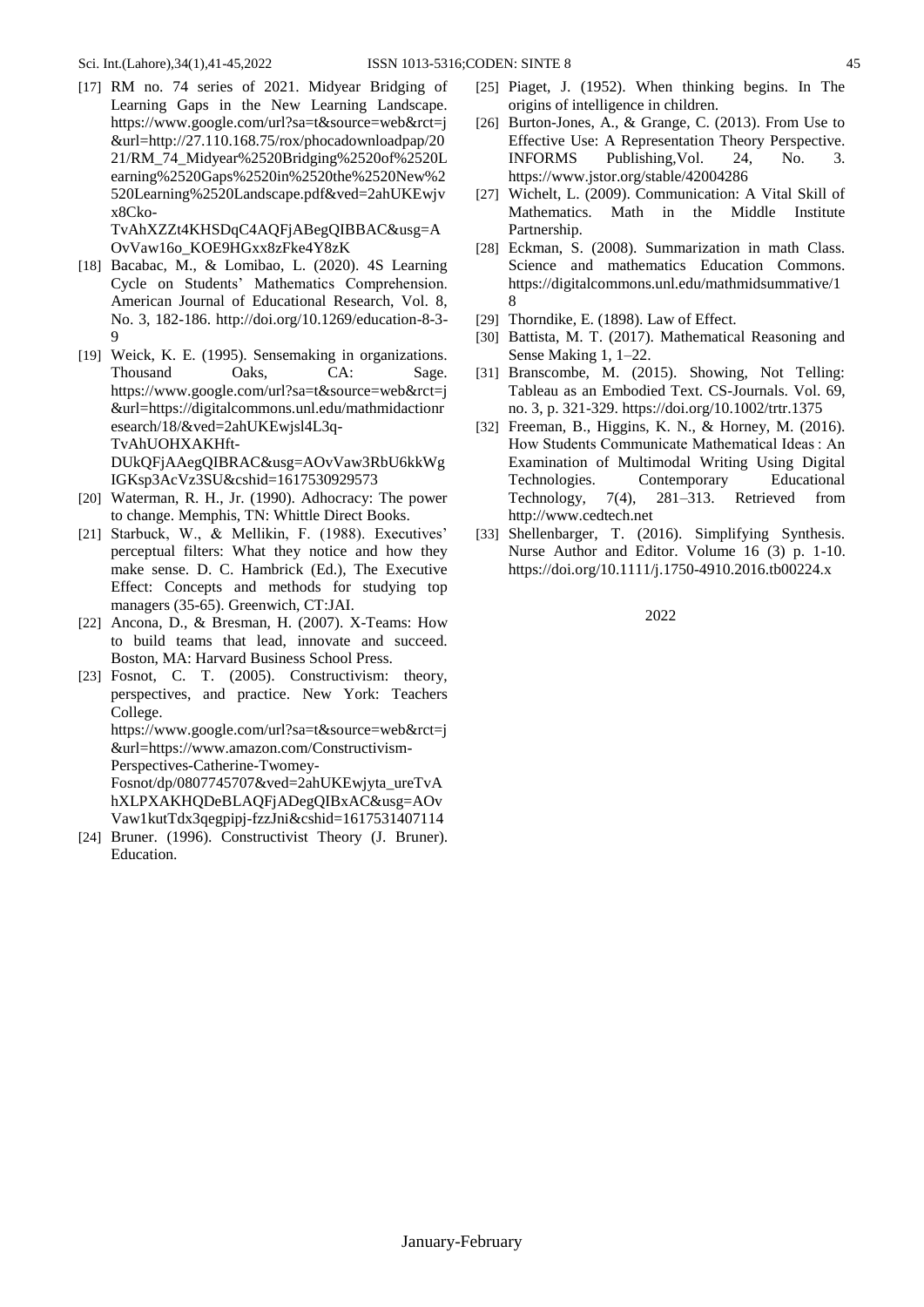[17] RM no. 74 series of 2021. Midyear Bridging of Learning Gaps in the New Learning Landscape. https://www.google.com/url?sa=t&source=web&rct=j&url=http://27.110.168.75/rox/phocadownloadpap/2021/RM_74_Midyear%2520Bridging%2520of%2520Learning%2520Gaps%2520in%2520the%2520New%2520Learning%2520Landscape.pdf&ved=2ahUKEwjvx8Cko-TvAhXZZt4KHSDqC4AQFjABegQIBBAC&usg=AOvVaw16o_KOE9HGxx8zFke4Y8zK

[18] Bacabac, M., & Lomibao, L. (2020). 4S Learning Cycle on Students' Mathematics Comprehension. American Journal of Educational Research, Vol. 8, No. 3, 182-186. http://doi.org/10.1269/education-8-3-9

[19] Weick, K. E. (1995). Sensemaking in organizations. Thousand Oaks, CA: Sage. https://www.google.com/url?sa=t&source=web&rct=j&url=https://digitalcommons.unl.edu/mathmidactionresearch/18/&ved=2ahUKEwjsl4L3q-TvAhUOHXAKHft-DUkQFjAAegQIBRAC&usg=AOvVaw3RbU6kkWgIGKsp3AcVz3SU&cshid=1617530929573

[20] Waterman, R. H., Jr. (1990). Adhocracy: The power to change. Memphis, TN: Whittle Direct Books.

[21] Starbuck, W., & Mellikin, F. (1988). Executives' perceptual filters: What they notice and how they make sense. D. C. Hambrick (Ed.), The Executive Effect: Concepts and methods for studying top managers (35-65). Greenwich, CT:JAI.

[22] Ancona, D., & Bresman, H. (2007). X-Teams: How to build teams that lead, innovate and succeed. Boston, MA: Harvard Business School Press.

[23] Fosnot, C. T. (2005). Constructivism: theory, perspectives, and practice. New York: Teachers College. https://www.google.com/url?sa=t&source=web&rct=j&url=https://www.amazon.com/Constructivism-Perspectives-Catherine-Twomey-Fosnot/dp/0807745707&ved=2ahUKEwjyta_ureTvAhXLPXAKHQDeBLAQFjADegQIBxAC&usg=AOvVaw1kutTdx3qegpipj-fzzJni&cshid=1617531407114

[24] Bruner. (1996). Constructivist Theory (J. Bruner). Education.

[25] Piaget, J. (1952). When thinking begins. In The origins of intelligence in children.

[26] Burton-Jones, A., & Grange, C. (2013). From Use to Effective Use: A Representation Theory Perspective. INFORMS Publishing,Vol. 24, No. 3. https://www.jstor.org/stable/42004286

[27] Wichelt, L. (2009). Communication: A Vital Skill of Mathematics. Math in the Middle Institute Partnership.

[28] Eckman, S. (2008). Summarization in math Class. Science and mathematics Education Commons. https://digitalcommons.unl.edu/mathmidsummative/18

[29] Thorndike, E. (1898). Law of Effect.

[30] Battista, M. T. (2017). Mathematical Reasoning and Sense Making 1, 1–22.

[31] Branscombe, M. (2015). Showing, Not Telling: Tableau as an Embodied Text. CS-Journals. Vol. 69, no. 3, p. 321-329. https://doi.org/10.1002/trtr.1375

[32] Freeman, B., Higgins, K. N., & Horney, M. (2016). How Students Communicate Mathematical Ideas : An Examination of Multimodal Writing Using Digital Technologies. Contemporary Educational Technology, 7(4), 281–313. Retrieved from http://www.cedtech.net

[33] Shellenbarger, T. (2016). Simplifying Synthesis. Nurse Author and Editor. Volume 16 (3) p. 1-10. https://doi.org/10.1111/j.1750-4910.2016.tb00224.x